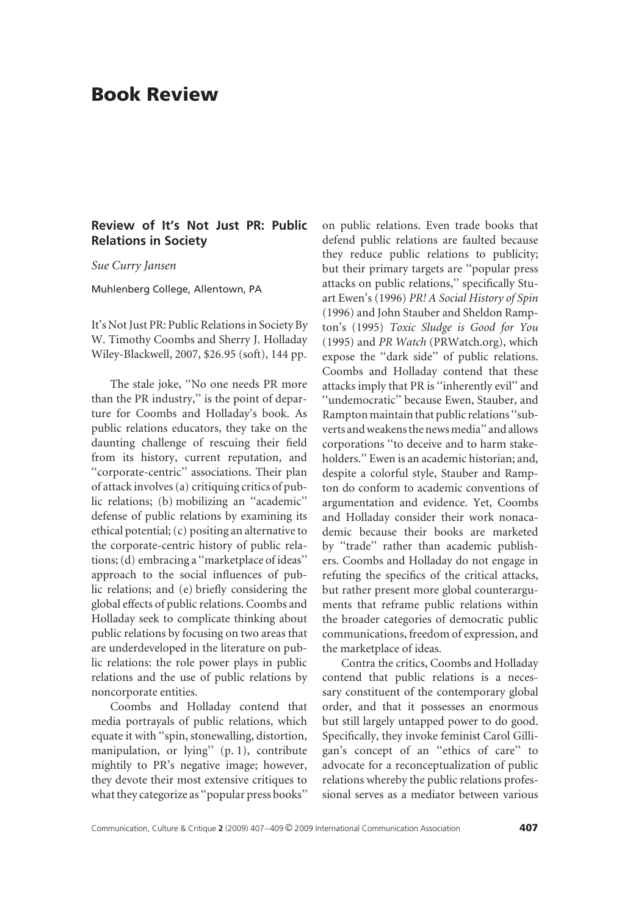# Book Review

## Review of It's Not Just PR: Public Relations in Society

*Sue Curry Jansen*

Muhlenberg College, Allentown, PA

It's Not Just PR: Public Relations in Society By W. Timothy Coombs and Sherry J. Holladay Wiley-Blackwell, 2007, $26.95 (soft), 144 pp.

The stale joke, "No one needs PR more than the PR industry," is the point of departure for Coombs and Holladay's book. As public relations educators, they take on the daunting challenge of rescuing their field from its history, current reputation, and "corporate-centric" associations. Their plan of attack involves (a) critiquing critics of public relations; (b) mobilizing an "academic" defense of public relations by examining its ethical potential; (c) positing an alternative to the corporate-centric history of public relations; (d) embracing a "marketplace of ideas" approach to the social influences of public relations; and (e) briefly considering the global effects of public relations. Coombs and Holladay seek to complicate thinking about public relations by focusing on two areas that are underdeveloped in the literature on public relations: the role power plays in public relations and the use of public relations by noncorporate entities.

Coombs and Holladay contend that media portrayals of public relations, which equate it with "spin, stonewalling, distortion, manipulation, or lying" (p. 1), contribute mightily to PR's negative image; however, they devote their most extensive critiques to what they categorize as "popular press books" on public relations. Even trade books that defend public relations are faulted because they reduce public relations to publicity; but their primary targets are "popular press attacks on public relations," specifically Stuart Ewen's (1996) *PR! A Social History of Spin* (1996) and John Stauber and Sheldon Rampton's (1995) *Toxic Sludge is Good for You* (1995) and *PR Watch* (PRWatch.org), which expose the "dark side" of public relations. Coombs and Holladay contend that these attacks imply that PR is "inherently evil" and "undemocratic" because Ewen, Stauber, and Rampton maintain that public relations "subverts and weakens the news media" and allows corporations "to deceive and to harm stakeholders." Ewen is an academic historian; and, despite a colorful style, Stauber and Rampton do conform to academic conventions of argumentation and evidence. Yet, Coombs and Holladay consider their work nonacademic because their books are marketed by "trade" rather than academic publishers. Coombs and Holladay do not engage in refuting the specifics of the critical attacks, but rather present more global counterarguments that reframe public relations within the broader categories of democratic public communications, freedom of expression, and the marketplace of ideas.

Contra the critics, Coombs and Holladay contend that public relations is a necessary constituent of the contemporary global order, and that it possesses an enormous but still largely untapped power to do good. Specifically, they invoke feminist Carol Gilligan's concept of an "ethics of care" to advocate for a reconceptualization of public relations whereby the public relations professional serves as a mediator between various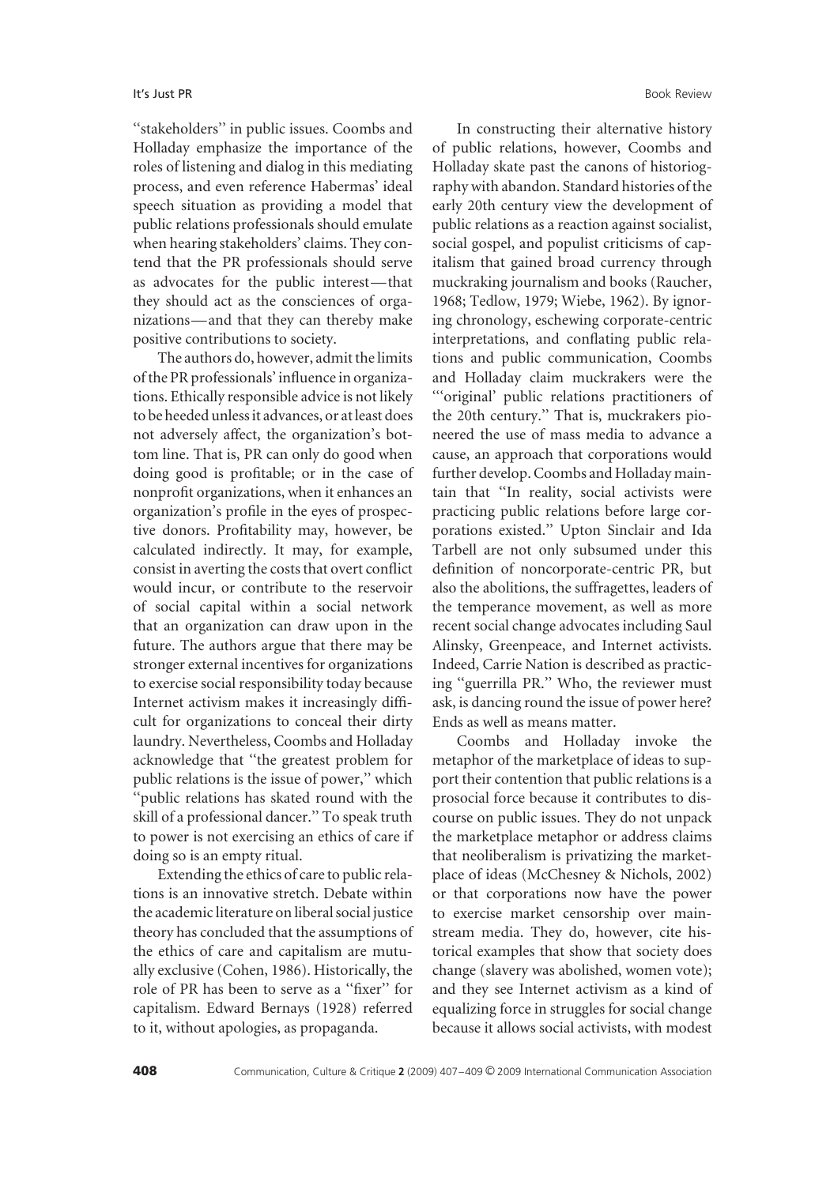"stakeholders" in public issues. Coombs and Holladay emphasize the importance of the roles of listening and dialog in this mediating process, and even reference Habermas' ideal speech situation as providing a model that public relations professionals should emulate when hearing stakeholders' claims. They contend that the PR professionals should serve as advocates for the public interest—that they should act as the consciences of organizations—and that they can thereby make positive contributions to society.

The authors do, however, admit the limits of the PR professionals' influence in organizations. Ethically responsible advice is not likely to be heeded unless it advances, or at least does not adversely affect, the organization's bottom line. That is, PR can only do good when doing good is profitable; or in the case of nonprofit organizations, when it enhances an organization's profile in the eyes of prospective donors. Profitability may, however, be calculated indirectly. It may, for example, consist in averting the costs that overt conflict would incur, or contribute to the reservoir of social capital within a social network that an organization can draw upon in the future. The authors argue that there may be stronger external incentives for organizations to exercise social responsibility today because Internet activism makes it increasingly difficult for organizations to conceal their dirty laundry. Nevertheless, Coombs and Holladay acknowledge that "the greatest problem for public relations is the issue of power," which "public relations has skated round with the skill of a professional dancer." To speak truth to power is not exercising an ethics of care if doing so is an empty ritual.

Extending the ethics of care to public relations is an innovative stretch. Debate within the academic literature on liberal social justice theory has concluded that the assumptions of the ethics of care and capitalism are mutually exclusive (Cohen, 1986). Historically, the role of PR has been to serve as a "fixer" for capitalism. Edward Bernays (1928) referred to it, without apologies, as propaganda.

In constructing their alternative history of public relations, however, Coombs and Holladay skate past the canons of historiography with abandon. Standard histories of the early 20th century view the development of public relations as a reaction against socialist, social gospel, and populist criticisms of capitalism that gained broad currency through muckraking journalism and books (Raucher, 1968; Tedlow, 1979; Wiebe, 1962). By ignoring chronology, eschewing corporate-centric interpretations, and conflating public relations and public communication, Coombs and Holladay claim muckrakers were the "'original' public relations practitioners of the 20th century." That is, muckrakers pioneered the use of mass media to advance a cause, an approach that corporations would further develop. Coombs and Holladay maintain that "In reality, social activists were practicing public relations before large corporations existed." Upton Sinclair and Ida Tarbell are not only subsumed under this definition of noncorporate-centric PR, but also the abolitions, the suffragettes, leaders of the temperance movement, as well as more recent social change advocates including Saul Alinsky, Greenpeace, and Internet activists. Indeed, Carrie Nation is described as practicing "guerrilla PR." Who, the reviewer must ask, is dancing round the issue of power here? Ends as well as means matter.

Coombs and Holladay invoke the metaphor of the marketplace of ideas to support their contention that public relations is a prosocial force because it contributes to discourse on public issues. They do not unpack the marketplace metaphor or address claims that neoliberalism is privatizing the marketplace of ideas (McChesney & Nichols, 2002) or that corporations now have the power to exercise market censorship over mainstream media. They do, however, cite historical examples that show that society does change (slavery was abolished, women vote); and they see Internet activism as a kind of equalizing force in struggles for social change because it allows social activists, with modest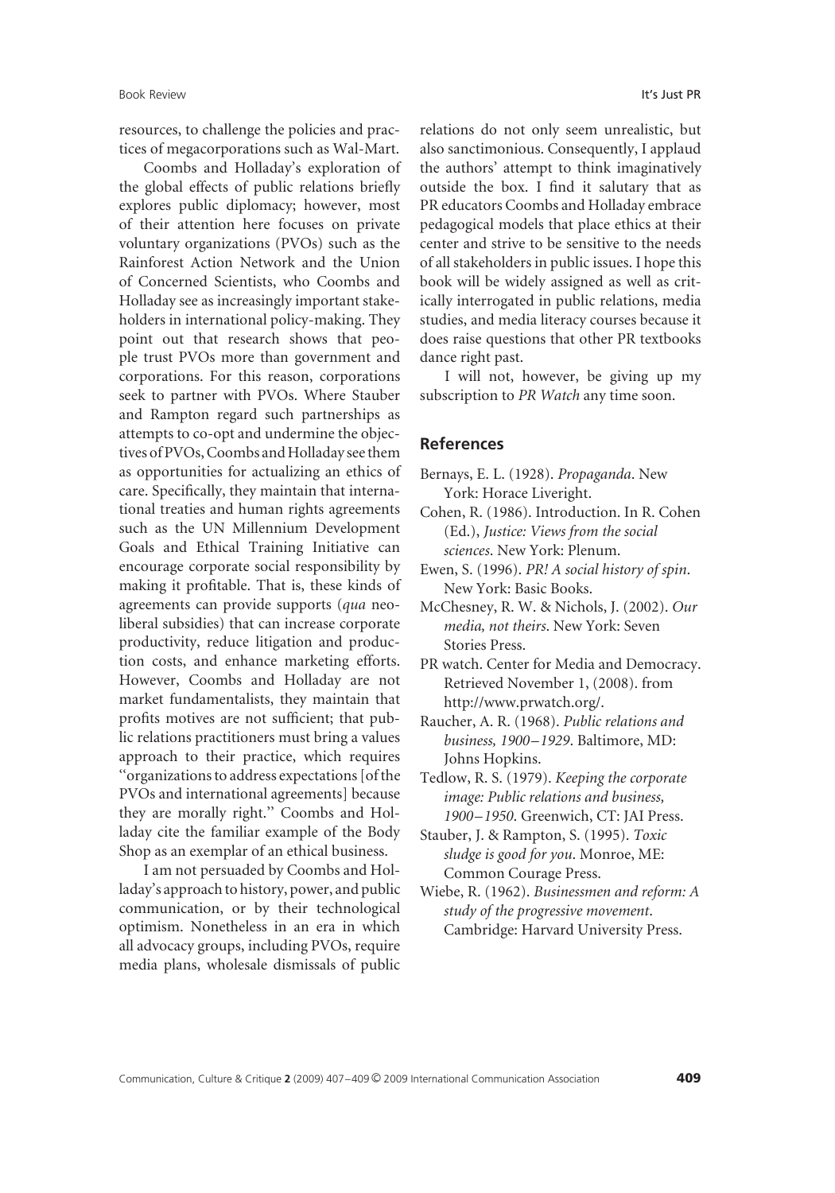resources, to challenge the policies and practices of megacorporations such as Wal-Mart.

Coombs and Holladay's exploration of the global effects of public relations briefly explores public diplomacy; however, most of their attention here focuses on private voluntary organizations (PVOs) such as the Rainforest Action Network and the Union of Concerned Scientists, who Coombs and Holladay see as increasingly important stakeholders in international policy-making. They point out that research shows that people trust PVOs more than government and corporations. For this reason, corporations seek to partner with PVOs. Where Stauber and Rampton regard such partnerships as attempts to co-opt and undermine the objectives of PVOs, Coombs and Holladay see them as opportunities for actualizing an ethics of care. Specifically, they maintain that international treaties and human rights agreements such as the UN Millennium Development Goals and Ethical Training Initiative can encourage corporate social responsibility by making it profitable. That is, these kinds of agreements can provide supports (*qua* neoliberal subsidies) that can increase corporate productivity, reduce litigation and production costs, and enhance marketing efforts. However, Coombs and Holladay are not market fundamentalists, they maintain that profits motives are not sufficient; that public relations practitioners must bring a values approach to their practice, which requires ''organizations to address expectations [of the PVOs and international agreements] because they are morally right.'' Coombs and Holladay cite the familiar example of the Body Shop as an exemplar of an ethical business.

I am not persuaded by Coombs and Holladay's approach to history, power, and public communication, or by their technological optimism. Nonetheless in an era in which all advocacy groups, including PVOs, require media plans, wholesale dismissals of public relations do not only seem unrealistic, but also sanctimonious. Consequently, I applaud the authors' attempt to think imaginatively outside the box. I find it salutary that as PR educators Coombs and Holladay embrace pedagogical models that place ethics at their center and strive to be sensitive to the needs of all stakeholders in public issues. I hope this book will be widely assigned as well as critically interrogated in public relations, media studies, and media literacy courses because it does raise questions that other PR textbooks dance right past.

I will not, however, be giving up my subscription to *PR Watch* any time soon.

## References

Bernays, E. L. (1928). *Propaganda*. New York: Horace Liveright.

Cohen, R. (1986). Introduction. In R. Cohen (Ed.), *Justice: Views from the social sciences*. New York: Plenum.

Ewen, S. (1996). *PR! A social history of spin*. New York: Basic Books.

McChesney, R. W. & Nichols, J. (2002). *Our media, not theirs*. New York: Seven Stories Press.

PR watch. Center for Media and Democracy. Retrieved November 1, (2008). from http://www.prwatch.org/.

Raucher, A. R. (1968). *Public relations and business, 1900–1929*. Baltimore, MD: Johns Hopkins.

Tedlow, R. S. (1979). *Keeping the corporate image: Public relations and business, 1900–1950*. Greenwich, CT: JAI Press.

Stauber, J. & Rampton, S. (1995). *Toxic sludge is good for you*. Monroe, ME: Common Courage Press.

Wiebe, R. (1962). *Businessmen and reform: A study of the progressive movement*. Cambridge: Harvard University Press.